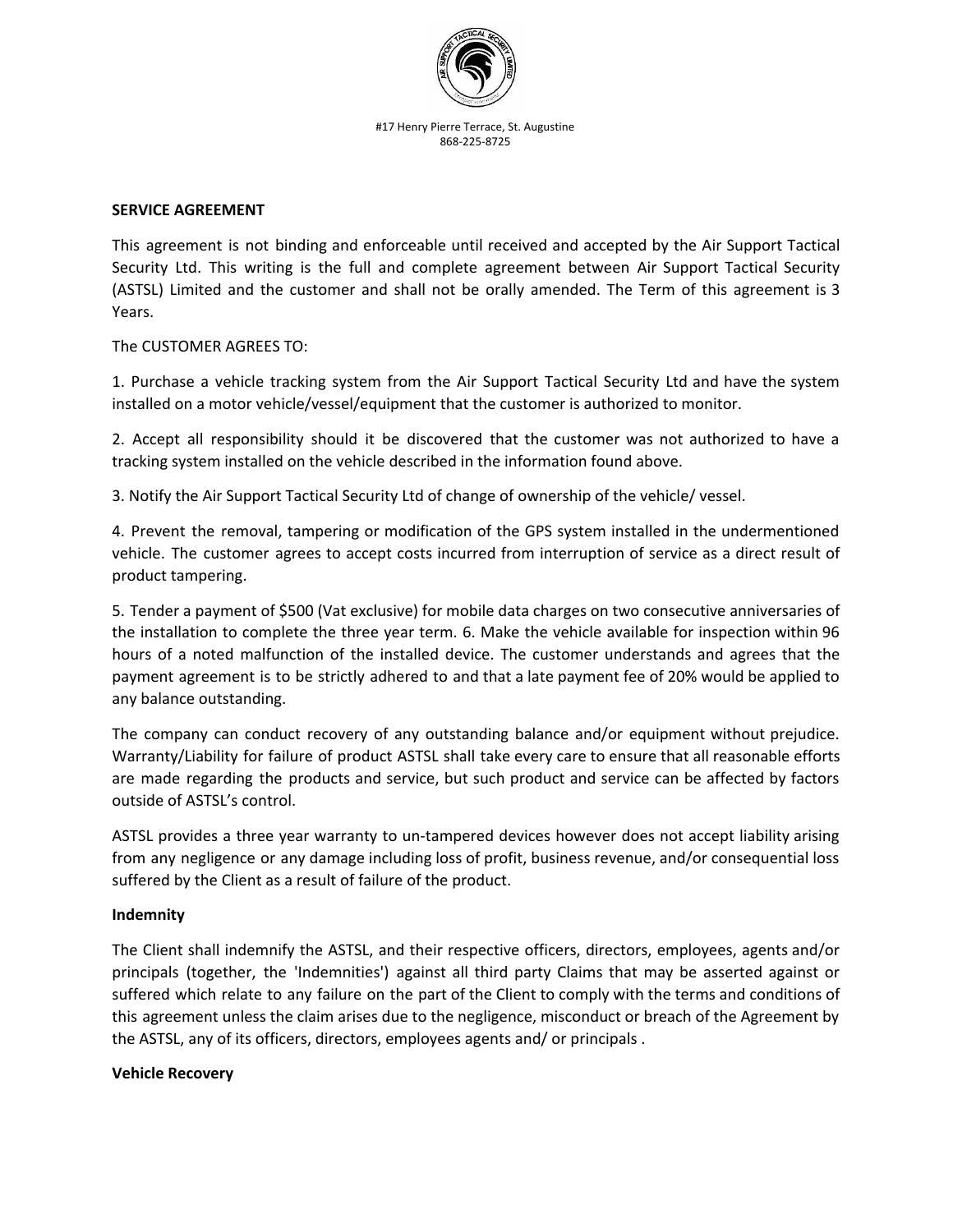#17 Henry Pierre Terrace, St. Augustine
868-225-8725

**SERVICE AGREEMENT**

This agreement is not binding and enforceable until received and accepted by the Air Support Tactical Security Ltd. This writing is the full and complete agreement between Air Support Tactical Security (ASTSL) Limited and the customer and shall not be orally amended. The Term of this agreement is 3 Years.

The CUSTOMER AGREES TO:

1. Purchase a vehicle tracking system from the Air Support Tactical Security Ltd and have the system installed on a motor vehicle/vessel/equipment that the customer is authorized to monitor.

2. Accept all responsibility should it be discovered that the customer was not authorized to have a tracking system installed on the vehicle described in the information found above.

3. Notify the Air Support Tactical Security Ltd of change of ownership of the vehicle/ vessel.

4. Prevent the removal, tampering or modification of the GPS system installed in the undermentioned vehicle. The customer agrees to accept costs incurred from interruption of service as a direct result of product tampering.

5. Tender a payment of $500 (Vat exclusive) for mobile data charges on two consecutive anniversaries of the installation to complete the three year term. 6. Make the vehicle available for inspection within 96 hours of a noted malfunction of the installed device. The customer understands and agrees that the payment agreement is to be strictly adhered to and that a late payment fee of 20% would be applied to any balance outstanding.

The company can conduct recovery of any outstanding balance and/or equipment without prejudice. Warranty/Liability for failure of product ASTSL shall take every care to ensure that all reasonable efforts are made regarding the products and service, but such product and service can be affected by factors outside of ASTSL's control.

ASTSL provides a three year warranty to un-tampered devices however does not accept liability arising from any negligence or any damage including loss of profit, business revenue, and/or consequential loss suffered by the Client as a result of failure of the product.

**Indemnity**

The Client shall indemnify the ASTSL, and their respective officers, directors, employees, agents and/or principals (together, the 'Indemnities') against all third party Claims that may be asserted against or suffered which relate to any failure on the part of the Client to comply with the terms and conditions of this agreement unless the claim arises due to the negligence, misconduct or breach of the Agreement by the ASTSL, any of its officers, directors, employees agents and/ or principals .

**Vehicle Recovery**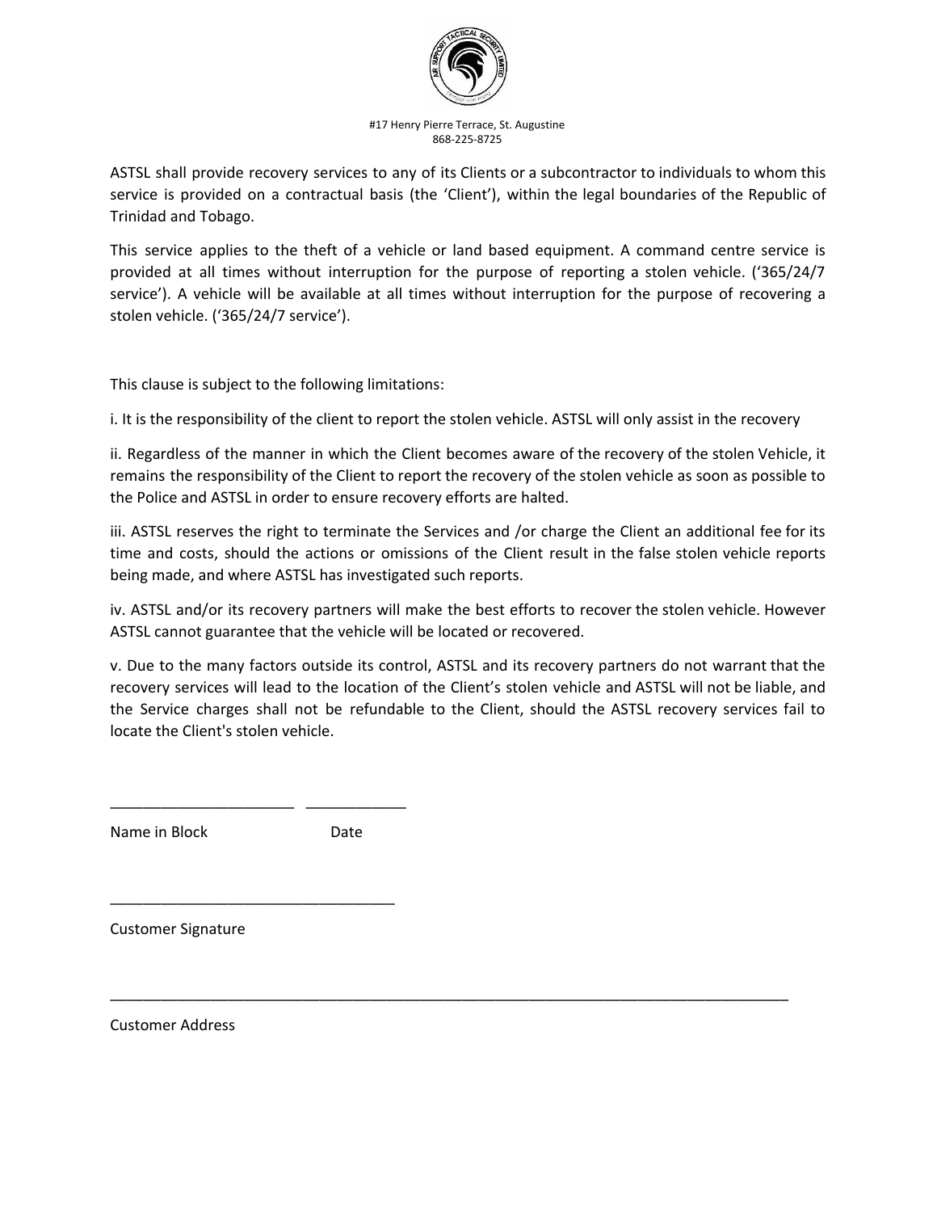#17 Henry Pierre Terrace, St. Augustine
868-225-8725

ASTSL shall provide recovery services to any of its Clients or a subcontractor to individuals to whom this service is provided on a contractual basis (the 'Client'), within the legal boundaries of the Republic of Trinidad and Tobago.

This service applies to the theft of a vehicle or land based equipment. A command centre service is provided at all times without interruption for the purpose of reporting a stolen vehicle. ('365/24/7 service'). A vehicle will be available at all times without interruption for the purpose of recovering a stolen vehicle. ('365/24/7 service').

This clause is subject to the following limitations:

i. It is the responsibility of the client to report the stolen vehicle. ASTSL will only assist in the recovery

ii. Regardless of the manner in which the Client becomes aware of the recovery of the stolen Vehicle, it remains the responsibility of the Client to report the recovery of the stolen vehicle as soon as possible to the Police and ASTSL in order to ensure recovery efforts are halted.

iii. ASTSL reserves the right to terminate the Services and /or charge the Client an additional fee for its time and costs, should the actions or omissions of the Client result in the false stolen vehicle reports being made, and where ASTSL has investigated such reports.

iv. ASTSL and/or its recovery partners will make the best efforts to recover the stolen vehicle. However ASTSL cannot guarantee that the vehicle will be located or recovered.

v. Due to the many factors outside its control, ASTSL and its recovery partners do not warrant that the recovery services will lead to the location of the Client's stolen vehicle and ASTSL will not be liable, and the Service charges shall not be refundable to the Client, should the ASTSL recovery services fail to locate the Client's stolen vehicle.

______________________ ____________

Name in Block Date

__________________________________

Customer Signature

____________________________________________________________________________________

Customer Address